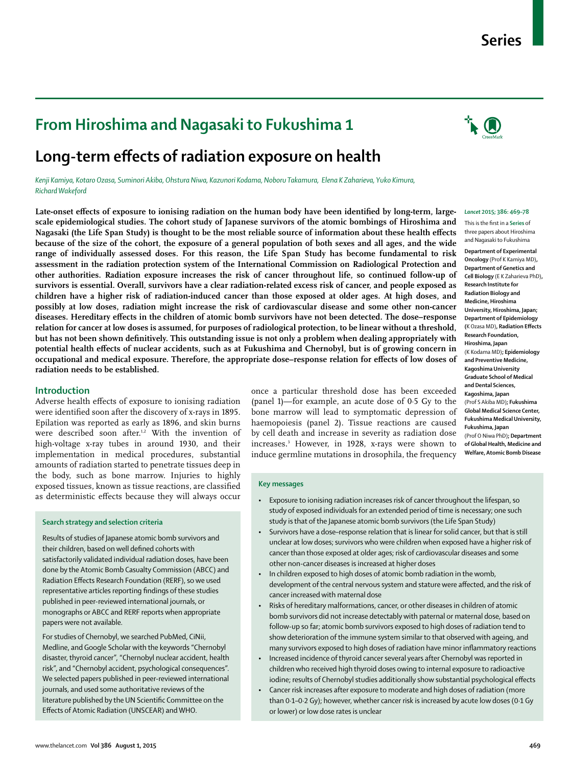Series

# From Hiroshima and Nagasaki to Fukushima 1

## Long-term effects of radiation exposure on health

*Kenji Kamiya, Kotaro Ozasa, Suminori Akiba, Ohstura Niwa, Kazunori Kodama, Noboru Takamura, Elena K Zaharieva, Yuko Kimura, Richard Wakeford*

**Late-onset effects of exposure to ionising radiation on the human body have been identified by long-term, large-scale epidemiological studies. The cohort study of Japanese survivors of the atomic bombings of Hiroshima and Nagasaki (the Life Span Study) is thought to be the most reliable source of information about these health effects because of the size of the cohort, the exposure of a general population of both sexes and all ages, and the wide range of individually assessed doses. For this reason, the Life Span Study has become fundamental to risk assessment in the radiation protection system of the International Commission on Radiological Protection and other authorities. Radiation exposure increases the risk of cancer throughout life, so continued follow-up of survivors is essential. Overall, survivors have a clear radiation-related excess risk of cancer, and people exposed as children have a higher risk of radiation-induced cancer than those exposed at older ages. At high doses, and possibly at low doses, radiation might increase the risk of cardiovascular disease and some other non-cancer diseases. Hereditary effects in the children of atomic bomb survivors have not been detected. The dose–response relation for cancer at low doses is assumed, for purposes of radiological protection, to be linear without a threshold, but has not been shown definitively. This outstanding issue is not only a problem when dealing appropriately with potential health effects of nuclear accidents, such as at Fukushima and Chernobyl, but is of growing concern in occupational and medical exposure. Therefore, the appropriate dose–response relation for effects of low doses of radiation needs to be established.**

*Lancet* 2015; 386: 469–78

This is the first in a **Series** of three papers about Hiroshima and Nagasaki to Fukushima

**Department of Experimental Oncology** (Prof K Kamiya MD), **Department of Genetics and Cell Biology** (E K Zaharieva PhD), **Research Institute for Radiation Biology and Medicine, Hiroshima University, Hiroshima, Japan; Department of Epidemiology** (K Ozasa MD), **Radiation Effects Research Foundation, Hiroshima, Japan** (K Kodama MD)**; Epidemiology and Preventive Medicine, Kagoshima University Graduate School of Medical and Dental Sciences, Kagoshima, Japan** (Prof S Akiba MD)**; Fukushima Global Medical Science Center, Fukushima Medical University, Fukushima, Japan** (Prof O Niwa PhD)**; Department of Global Health, Medicine and Welfare, Atomic Bomb Disease**

## Introduction

Adverse health effects of exposure to ionising radiation were identified soon after the discovery of x-rays in 1895. Epilation was reported as early as 1896, and skin burns were described soon after.[1,2] With the invention of high-voltage x-ray tubes in around 1930, and their implementation in medical procedures, substantial amounts of radiation started to penetrate tissues deep in the body, such as bone marrow. Injuries to highly exposed tissues, known as tissue reactions, are classified as deterministic effects because they will always occur once a particular threshold dose has been exceeded (panel 1)—for example, an acute dose of 0·5 Gy to the bone marrow will lead to symptomatic depression of haemopoiesis (panel 2). Tissue reactions are caused by cell death and increase in severity as radiation dose increases.[3] However, in 1928, x-rays were shown to induce germline mutations in drosophila, the frequency

### Search strategy and selection criteria

Results of studies of Japanese atomic bomb survivors and their children, based on well defined cohorts with satisfactorily validated individual radiation doses, have been done by the Atomic Bomb Casualty Commission (ABCC) and Radiation Effects Research Foundation (RERF), so we used representative articles reporting findings of these studies published in peer-reviewed international journals, or monographs or ABCC and RERF reports when appropriate papers were not available.

For studies of Chernobyl, we searched PubMed, CiNii, Medline, and Google Scholar with the keywords "Chernobyl disaster, thyroid cancer", "Chernobyl nuclear accident, health risk", and "Chernobyl accident, psychological consequences". We selected papers published in peer-reviewed international journals, and used some authoritative reviews of the literature published by the UN Scientific Committee on the Effects of Atomic Radiation (UNSCEAR) and WHO.

### Key messages

- Exposure to ionising radiation increases risk of cancer throughout the lifespan, so study of exposed individuals for an extended period of time is necessary; one such study is that of the Japanese atomic bomb survivors (the Life Span Study)
- Survivors have a dose–response relation that is linear for solid cancer, but that is still unclear at low doses; survivors who were children when exposed have a higher risk of cancer than those exposed at older ages; risk of cardiovascular diseases and some other non-cancer diseases is increased at higher doses
- In children exposed to high doses of atomic bomb radiation in the womb, development of the central nervous system and stature were affected, and the risk of cancer increased with maternal dose
- Risks of hereditary malformations, cancer, or other diseases in children of atomic bomb survivors did not increase detectably with paternal or maternal dose, based on follow-up so far; atomic bomb survivors exposed to high doses of radiation tend to show deterioration of the immune system similar to that observed with ageing, and many survivors exposed to high doses of radiation have minor inflammatory reactions
- Increased incidence of thyroid cancer several years after Chernobyl was reported in children who received high thyroid doses owing to internal exposure to radioactive iodine; results of Chernobyl studies additionally show substantial psychological effects
- Cancer risk increases after exposure to moderate and high doses of radiation (more than 0·1–0·2 Gy); however, whether cancer risk is increased by acute low doses (0·1 Gy or lower) or low dose rates is unclear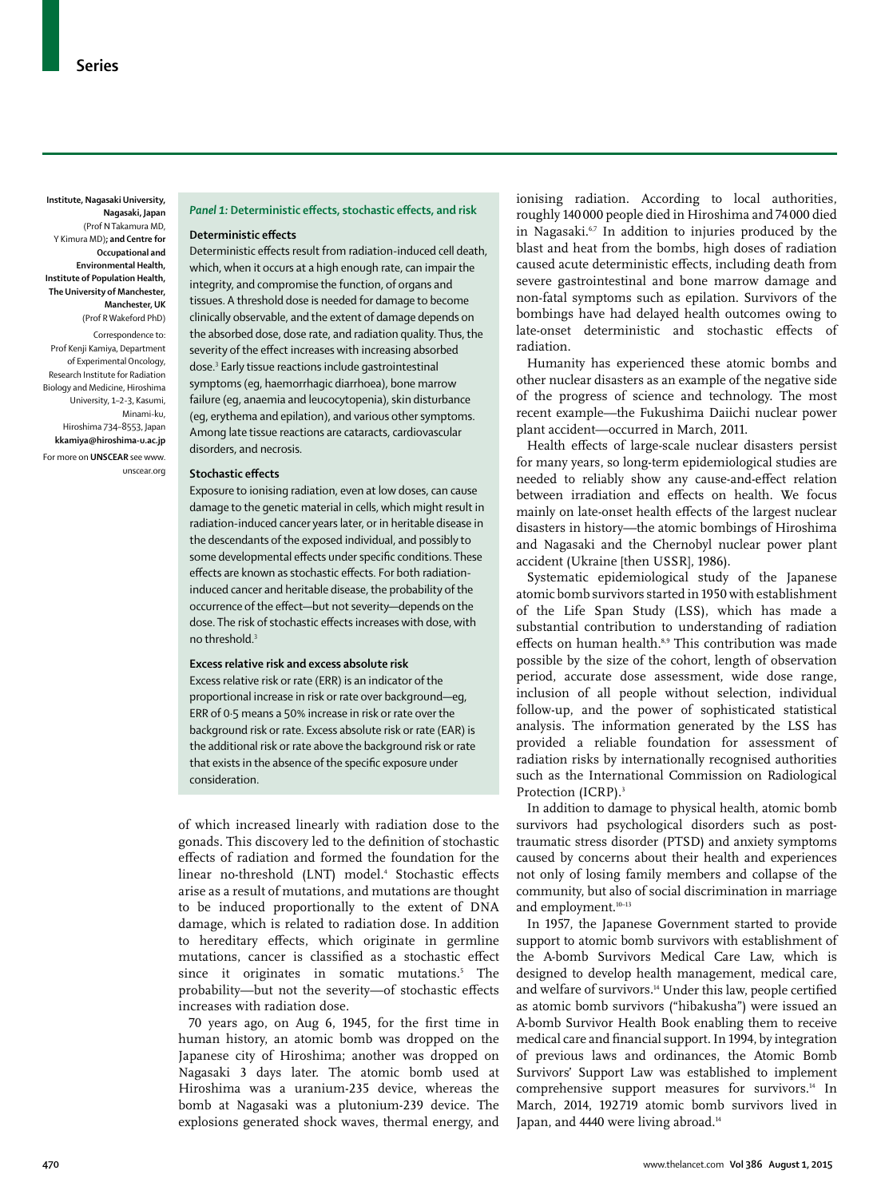Institute, Nagasaki University, Nagasaki, Japan (Prof N Takamura MD, Y Kimura MD); and Centre for Occupational and Environmental Health, Institute of Population Health, The University of Manchester, Manchester, UK (Prof R Wakeford PhD)

Correspondence to: Prof Kenji Kamiya, Department of Experimental Oncology, Research Institute for Radiation Biology and Medicine, Hiroshima University, 1–2–3, Kasumi, Minami-ku, Hiroshima 734–8553, Japan **kkamiya@hiroshima-u.ac.jp**

For more on **UNSCEAR** see www.unscear.org

### *Panel 1:* Deterministic effects, stochastic effects, and risk

**Deterministic effects**

Deterministic effects result from radiation-induced cell death, which, when it occurs at a high enough rate, can impair the integrity, and compromise the function, of organs and tissues. A threshold dose is needed for damage to become clinically observable, and the extent of damage depends on the absorbed dose, dose rate, and radiation quality. Thus, the severity of the effect increases with increasing absorbed dose.[3] Early tissue reactions include gastrointestinal symptoms (eg, haemorrhagic diarrhoea), bone marrow failure (eg, anaemia and leucocytopenia), skin disturbance (eg, erythema and epilation), and various other symptoms. Among late tissue reactions are cataracts, cardiovascular disorders, and necrosis.

**Stochastic effects**

Exposure to ionising radiation, even at low doses, can cause damage to the genetic material in cells, which might result in radiation-induced cancer years later, or in heritable disease in the descendants of the exposed individual, and possibly to some developmental effects under specific conditions. These effects are known as stochastic effects. For both radiation-induced cancer and heritable disease, the probability of the occurrence of the effect—but not severity—depends on the dose. The risk of stochastic effects increases with dose, with no threshold.[3]

**Excess relative risk and excess absolute risk**

Excess relative risk or rate (ERR) is an indicator of the proportional increase in risk or rate over background—eg, ERR of 0·5 means a 50% increase in risk or rate over the background risk or rate. Excess absolute risk or rate (EAR) is the additional risk or rate above the background risk or rate that exists in the absence of the specific exposure under consideration.

of which increased linearly with radiation dose to the gonads. This discovery led to the definition of stochastic effects of radiation and formed the foundation for the linear no-threshold (LNT) model.[4] Stochastic effects arise as a result of mutations, and mutations are thought to be induced proportionally to the extent of DNA damage, which is related to radiation dose. In addition to hereditary effects, which originate in germline mutations, cancer is classified as a stochastic effect since it originates in somatic mutations.[5] The probability—but not the severity—of stochastic effects increases with radiation dose.

70 years ago, on Aug 6, 1945, for the first time in human history, an atomic bomb was dropped on the Japanese city of Hiroshima; another was dropped on Nagasaki 3 days later. The atomic bomb used at Hiroshima was a uranium-235 device, whereas the bomb at Nagasaki was a plutonium-239 device. The explosions generated shock waves, thermal energy, and ionising radiation. According to local authorities, roughly 140 000 people died in Hiroshima and 74 000 died in Nagasaki.[6,7] In addition to injuries produced by the blast and heat from the bombs, high doses of radiation caused acute deterministic effects, including death from severe gastrointestinal and bone marrow damage and non-fatal symptoms such as epilation. Survivors of the bombings have had delayed health outcomes owing to late-onset deterministic and stochastic effects of radiation.

Humanity has experienced these atomic bombs and other nuclear disasters as an example of the negative side of the progress of science and technology. The most recent example—the Fukushima Daiichi nuclear power plant accident—occurred in March, 2011.

Health effects of large-scale nuclear disasters persist for many years, so long-term epidemiological studies are needed to reliably show any cause-and-effect relation between irradiation and effects on health. We focus mainly on late-onset health effects of the largest nuclear disasters in history—the atomic bombings of Hiroshima and Nagasaki and the Chernobyl nuclear power plant accident (Ukraine [then USSR], 1986).

Systematic epidemiological study of the Japanese atomic bomb survivors started in 1950 with establishment of the Life Span Study (LSS), which has made a substantial contribution to understanding of radiation effects on human health.[8,9] This contribution was made possible by the size of the cohort, length of observation period, accurate dose assessment, wide dose range, inclusion of all people without selection, individual follow-up, and the power of sophisticated statistical analysis. The information generated by the LSS has provided a reliable foundation for assessment of radiation risks by internationally recognised authorities such as the International Commission on Radiological Protection (ICRP).[3]

In addition to damage to physical health, atomic bomb survivors had psychological disorders such as post-traumatic stress disorder (PTSD) and anxiety symptoms caused by concerns about their health and experiences not only of losing family members and collapse of the community, but also of social discrimination in marriage and employment.[10–13]

In 1957, the Japanese Government started to provide support to atomic bomb survivors with establishment of the A-bomb Survivors Medical Care Law, which is designed to develop health management, medical care, and welfare of survivors.[14] Under this law, people certified as atomic bomb survivors ("hibakusha") were issued an A-bomb Survivor Health Book enabling them to receive medical care and financial support. In 1994, by integration of previous laws and ordinances, the Atomic Bomb Survivors' Support Law was established to implement comprehensive support measures for survivors.[14] In March, 2014, 192 719 atomic bomb survivors lived in Japan, and 4440 were living abroad.[14]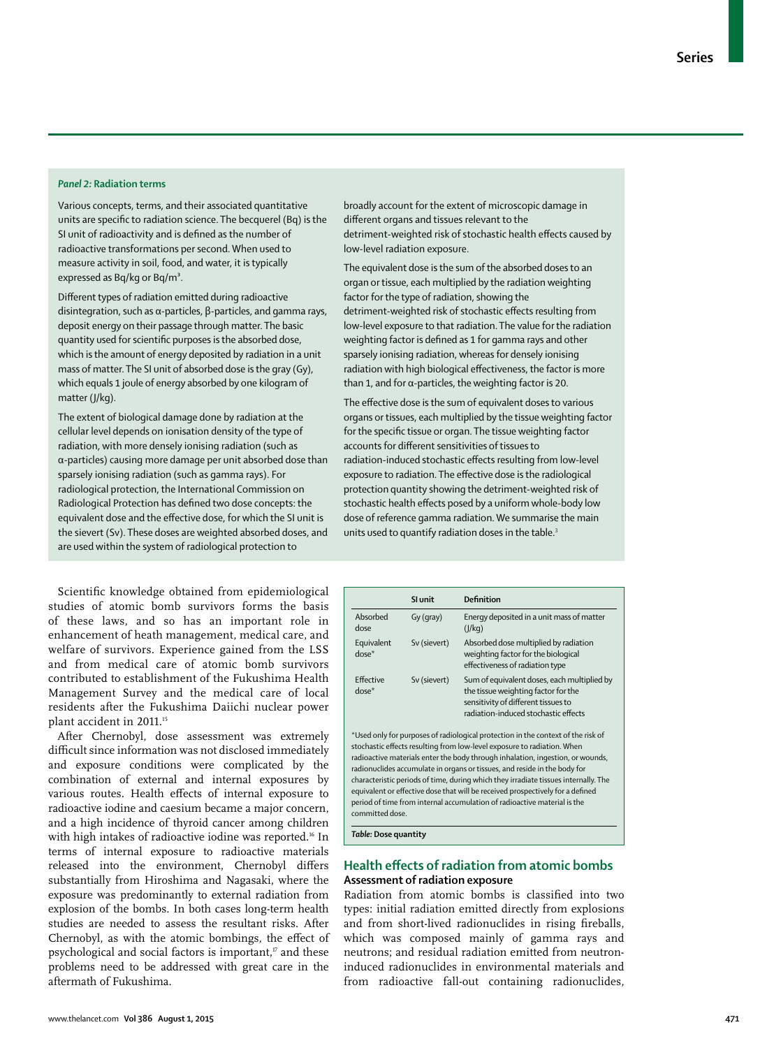### *Panel 2:* Radiation terms

Various concepts, terms, and their associated quantitative units are specific to radiation science. The becquerel (Bq) is the SI unit of radioactivity and is defined as the number of radioactive transformations per second. When used to measure activity in soil, food, and water, it is typically expressed as Bq/kg or Bq/m³.

Different types of radiation emitted during radioactive disintegration, such as α-particles, β-particles, and gamma rays, deposit energy on their passage through matter. The basic quantity used for scientific purposes is the absorbed dose, which is the amount of energy deposited by radiation in a unit mass of matter. The SI unit of absorbed dose is the gray (Gy), which equals 1 joule of energy absorbed by one kilogram of matter (J/kg).

The extent of biological damage done by radiation at the cellular level depends on ionisation density of the type of radiation, with more densely ionising radiation (such as α-particles) causing more damage per unit absorbed dose than sparsely ionising radiation (such as gamma rays). For radiological protection, the International Commission on Radiological Protection has defined two dose concepts: the equivalent dose and the effective dose, for which the SI unit is the sievert (Sv). These doses are weighted absorbed doses, and are used within the system of radiological protection to broadly account for the extent of microscopic damage in different organs and tissues relevant to the detriment-weighted risk of stochastic health effects caused by low-level radiation exposure.

The equivalent dose is the sum of the absorbed doses to an organ or tissue, each multiplied by the radiation weighting factor for the type of radiation, showing the detriment-weighted risk of stochastic effects resulting from low-level exposure to that radiation. The value for the radiation weighting factor is defined as 1 for gamma rays and other sparsely ionising radiation, whereas for densely ionising radiation with high biological effectiveness, the factor is more than 1, and for α-particles, the weighting factor is 20.

The effective dose is the sum of equivalent doses to various organs or tissues, each multiplied by the tissue weighting factor for the specific tissue or organ. The tissue weighting factor accounts for different sensitivities of tissues to radiation-induced stochastic effects resulting from low-level exposure to radiation. The effective dose is the radiological protection quantity showing the detriment-weighted risk of stochastic health effects posed by a uniform whole-body low dose of reference gamma radiation. We summarise the main units used to quantify radiation doses in the table.[3]

Scientific knowledge obtained from epidemiological studies of atomic bomb survivors forms the basis of these laws, and so has an important role in enhancement of heath management, medical care, and welfare of survivors. Experience gained from the LSS and from medical care of atomic bomb survivors contributed to establishment of the Fukushima Health Management Survey and the medical care of local residents after the Fukushima Daiichi nuclear power plant accident in 2011.[15]

After Chernobyl, dose assessment was extremely difficult since information was not disclosed immediately and exposure conditions were complicated by the combination of external and internal exposures by various routes. Health effects of internal exposure to radioactive iodine and caesium became a major concern, and a high incidence of thyroid cancer among children with high intakes of radioactive iodine was reported.[16] In terms of internal exposure to radioactive materials released into the environment, Chernobyl differs substantially from Hiroshima and Nagasaki, where the exposure was predominantly to external radiation from explosion of the bombs. In both cases long-term health studies are needed to assess the resultant risks. After Chernobyl, as with the atomic bombings, the effect of psychological and social factors is important,[17] and these problems need to be addressed with great care in the aftermath of Fukushima.

| | SI unit | Definition |
|---|---|---|
| Absorbed dose | Gy (gray) | Energy deposited in a unit mass of matter (J/kg) |
| Equivalent dose* | Sv (sievert) | Absorbed dose multiplied by radiation weighting factor for the biological effectiveness of radiation type |
| Effective dose* | Sv (sievert) | Sum of equivalent doses, each multiplied by the tissue weighting factor for the sensitivity of different tissues to radiation-induced stochastic effects |

*Used only for purposes of radiological protection in the context of the risk of stochastic effects resulting from low-level exposure to radiation. When radioactive materials enter the body through inhalation, ingestion, or wounds, radionuclides accumulate in organs or tissues, and reside in the body for characteristic periods of time, during which they irradiate tissues internally. The equivalent or effective dose that will be received prospectively for a defined period of time from internal accumulation of radioactive material is the committed dose.

*Table:* Dose quantity

## Health effects of radiation from atomic bombs

### Assessment of radiation exposure

Radiation from atomic bombs is classified into two types: initial radiation emitted directly from explosions and from short-lived radionuclides in rising fireballs, which was composed mainly of gamma rays and neutrons; and residual radiation emitted from neutron-induced radionuclides in environmental materials and from radioactive fall-out containing radionuclides,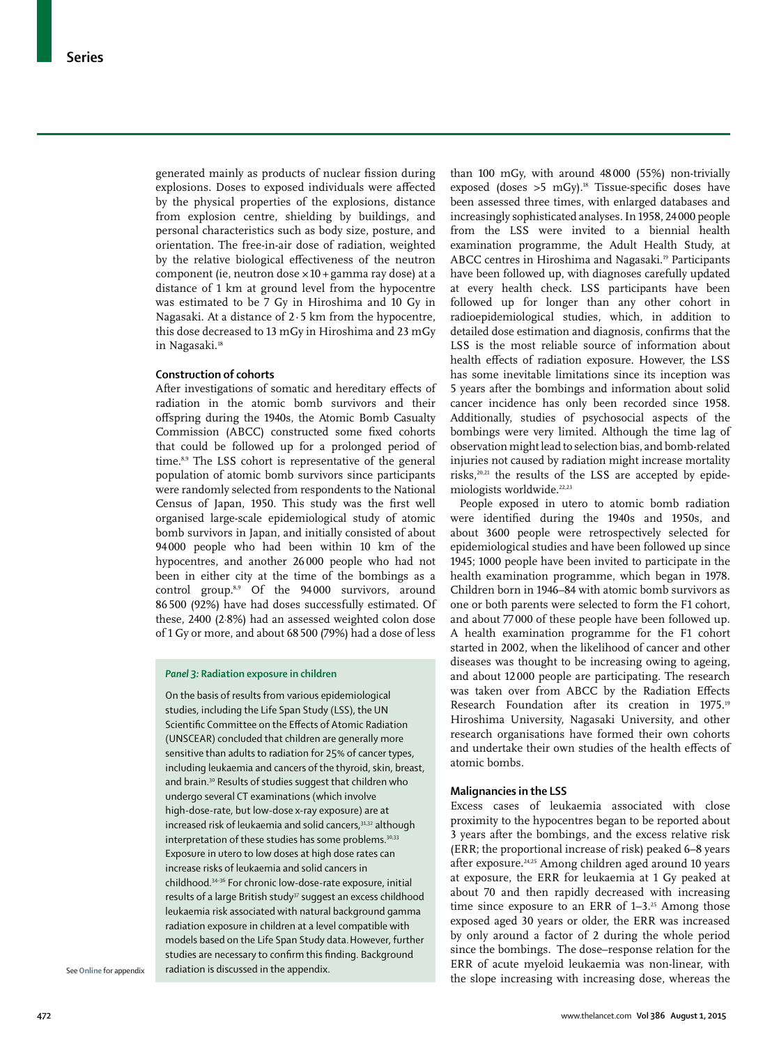generated mainly as products of nuclear fission during explosions. Doses to exposed individuals were affected by the physical properties of the explosions, distance from explosion centre, shielding by buildings, and personal characteristics such as body size, posture, and orientation. The free-in-air dose of radiation, weighted by the relative biological effectiveness of the neutron component (ie, neutron dose ×10 + gamma ray dose) at a distance of 1 km at ground level from the hypocentre was estimated to be 7 Gy in Hiroshima and 10 Gy in Nagasaki. At a distance of 2·5 km from the hypocentre, this dose decreased to 13 mGy in Hiroshima and 23 mGy in Nagasaki.[18]

### Construction of cohorts

After investigations of somatic and hereditary effects of radiation in the atomic bomb survivors and their offspring during the 1940s, the Atomic Bomb Casualty Commission (ABCC) constructed some fixed cohorts that could be followed up for a prolonged period of time.[8,9] The LSS cohort is representative of the general population of atomic bomb survivors since participants were randomly selected from respondents to the National Census of Japan, 1950. This study was the first well organised large-scale epidemiological study of atomic bomb survivors in Japan, and initially consisted of about 94 000 people who had been within 10 km of the hypocentres, and another 26 000 people who had not been in either city at the time of the bombings as a control group.[8,9] Of the 94 000 survivors, around 86 500 (92%) have had doses successfully estimated. Of these, 2400 (2·8%) had an assessed weighted colon dose of 1 Gy or more, and about 68 500 (79%) had a dose of less than 100 mGy, with around 48 000 (55%) non-trivially exposed (doses >5 mGy).[18] Tissue-specific doses have been assessed three times, with enlarged databases and increasingly sophisticated analyses. In 1958, 24 000 people from the LSS were invited to a biennial health examination programme, the Adult Health Study, at ABCC centres in Hiroshima and Nagasaki.[19] Participants have been followed up, with diagnoses carefully updated at every health check. LSS participants have been followed up for longer than any other cohort in radioepidemiological studies, which, in addition to detailed dose estimation and diagnosis, confirms that the LSS is the most reliable source of information about health effects of radiation exposure. However, the LSS has some inevitable limitations since its inception was 5 years after the bombings and information about solid cancer incidence has only been recorded since 1958. Additionally, studies of psychosocial aspects of the bombings were very limited. Although the time lag of observation might lead to selection bias, and bomb-related injuries not caused by radiation might increase mortality risks,[20,21] the results of the LSS are accepted by epidemiologists worldwide.[22,23]

People exposed in utero to atomic bomb radiation were identified during the 1940s and 1950s, and about 3600 people were retrospectively selected for epidemiological studies and have been followed up since 1945; 1000 people have been invited to participate in the health examination programme, which began in 1978. Children born in 1946–84 with atomic bomb survivors as one or both parents were selected to form the F1 cohort, and about 77 000 of these people have been followed up. A health examination programme for the F1 cohort started in 2002, when the likelihood of cancer and other diseases was thought to be increasing owing to ageing, and about 12 000 people are participating. The research was taken over from ABCC by the Radiation Effects Research Foundation after its creation in 1975.[19] Hiroshima University, Nagasaki University, and other research organisations have formed their own cohorts and undertake their own studies of the health effects of atomic bombs.

### Malignancies in the LSS

Excess cases of leukaemia associated with close proximity to the hypocentres began to be reported about 3 years after the bombings, and the excess relative risk (ERR; the proportional increase of risk) peaked 6–8 years after exposure.[24,25] Among children aged around 10 years at exposure, the ERR for leukaemia at 1 Gy peaked at about 70 and then rapidly decreased with increasing time since exposure to an ERR of 1–3.[25] Among those exposed aged 30 years or older, the ERR was increased by only around a factor of 2 during the whole period since the bombings. The dose–response relation for the ERR of acute myeloid leukaemia was non-linear, with the slope increasing with increasing dose, whereas the

> **Panel 3: Radiation exposure in children**
>
> On the basis of results from various epidemiological studies, including the Life Span Study (LSS), the UN Scientific Committee on the Effects of Atomic Radiation (UNSCEAR) concluded that children are generally more sensitive than adults to radiation for 25% of cancer types, including leukaemia and cancers of the thyroid, skin, breast, and brain.[30] Results of studies suggest that children who undergo several CT examinations (which involve high-dose-rate, but low-dose x-ray exposure) are at increased risk of leukaemia and solid cancers,[31,32] although interpretation of these studies has some problems.[30,33] Exposure in utero to low doses at high dose rates can increase risks of leukaemia and solid cancers in childhood.[34–36] For chronic low-dose-rate exposure, initial results of a large British study[37] suggest an excess childhood leukaemia risk associated with natural background gamma radiation exposure in children at a level compatible with models based on the Life Span Study data. However, further studies are necessary to confirm this finding. Background radiation is discussed in the appendix.

See **Online** for appendix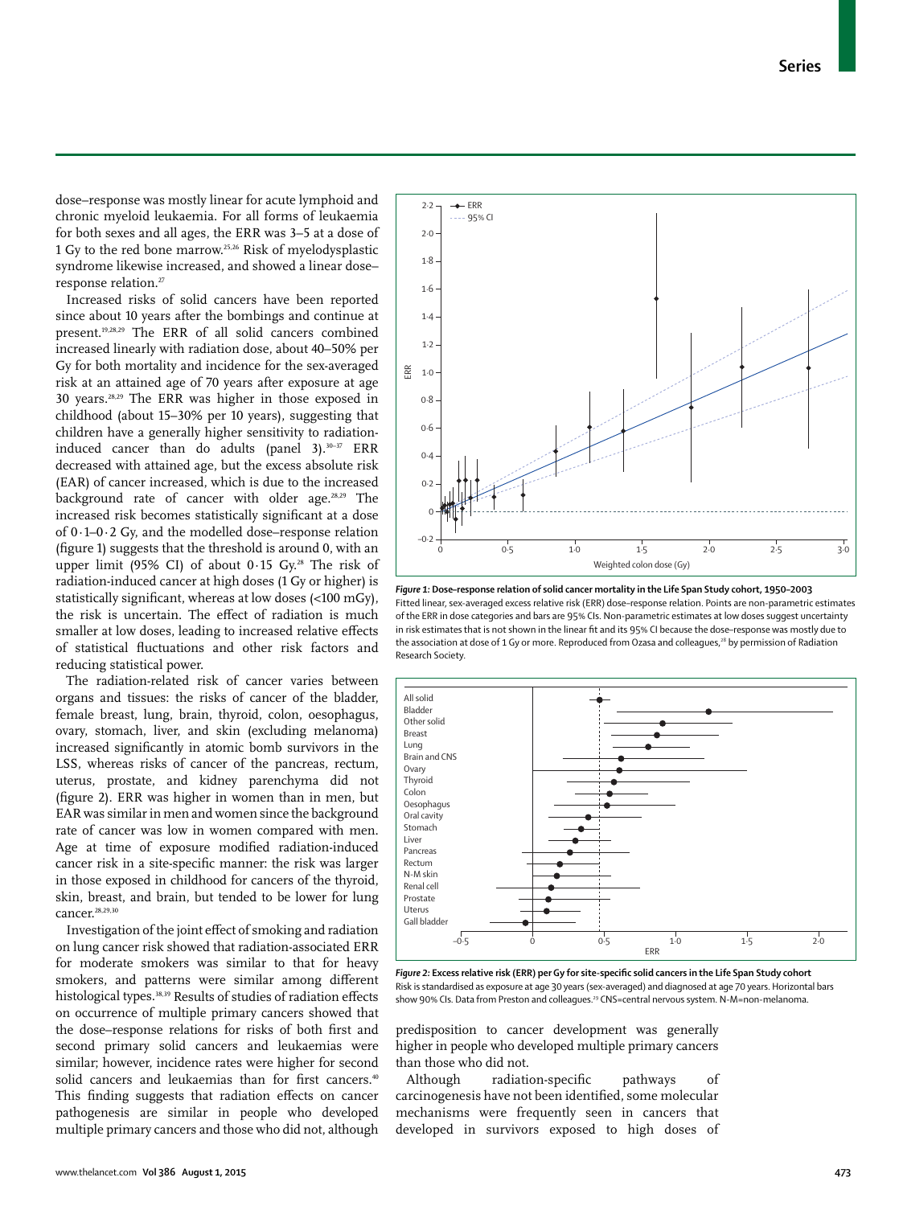dose–response was mostly linear for acute lymphoid and chronic myeloid leukaemia. For all forms of leukaemia for both sexes and all ages, the ERR was 3–5 at a dose of 1 Gy to the red bone marrow.[25,26] Risk of myelodysplastic syndrome likewise increased, and showed a linear dose–response relation.[27]

Increased risks of solid cancers have been reported since about 10 years after the bombings and continue at present.[19,28,29] The ERR of all solid cancers combined increased linearly with radiation dose, about 40–50% per Gy for both mortality and incidence for the sex-averaged risk at an attained age of 70 years after exposure at age 30 years.[28,29] The ERR was higher in those exposed in childhood (about 15–30% per 10 years), suggesting that children have a generally higher sensitivity to radiation-induced cancer than do adults (panel 3).[30–37] ERR decreased with attained age, but the excess absolute risk (EAR) of cancer increased, which is due to the increased background rate of cancer with older age.[28,29] The increased risk becomes statistically significant at a dose of 0·1–0·2 Gy, and the modelled dose–response relation (figure 1) suggests that the threshold is around 0, with an upper limit (95% CI) of about 0·15 Gy.[28] The risk of radiation-induced cancer at high doses (1 Gy or higher) is statistically significant, whereas at low doses (<100 mGy), the risk is uncertain. The effect of radiation is much smaller at low doses, leading to increased relative effects of statistical fluctuations and other risk factors and reducing statistical power.

The radiation-related risk of cancer varies between organs and tissues: the risks of cancer of the bladder, female breast, lung, brain, thyroid, colon, oesophagus, ovary, stomach, liver, and skin (excluding melanoma) increased significantly in atomic bomb survivors in the LSS, whereas risks of cancer of the pancreas, rectum, uterus, prostate, and kidney parenchyma did not (figure 2). ERR was higher in women than in men, but EAR was similar in men and women since the background rate of cancer was low in women compared with men. Age at time of exposure modified radiation-induced cancer risk in a site-specific manner: the risk was larger in those exposed in childhood for cancers of the thyroid, skin, breast, and brain, but tended to be lower for lung cancer.[28,29,30]

Investigation of the joint effect of smoking and radiation on lung cancer risk showed that radiation-associated ERR for moderate smokers was similar to that for heavy smokers, and patterns were similar among different histological types.[38,39] Results of studies of radiation effects on occurrence of multiple primary cancers showed that the dose–response relations for risks of both first and second primary solid cancers and leukaemias were similar; however, incidence rates were higher for second solid cancers and leukaemias than for first cancers.[40] This finding suggests that radiation effects on cancer pathogenesis are similar in people who developed multiple primary cancers and those who did not, although predisposition to cancer development was generally higher in people who developed multiple primary cancers than those who did not.

Although radiation-specific pathways of carcinogenesis have not been identified, some molecular mechanisms were frequently seen in cancers that developed in survivors exposed to high doses of

***Figure 1:* Dose–response relation of solid cancer mortality in the Life Span Study cohort, 1950–2003**
Fitted linear, sex-averaged excess relative risk (ERR) dose–response relation. Points are non-parametric estimates of the ERR in dose categories and bars are 95% CIs. Non-parametric estimates at low doses suggest uncertainty in risk estimates that is not shown in the linear fit and its 95% CI because the dose–response was mostly due to the association at dose of 1 Gy or more. Reproduced from Ozasa and colleagues,[28] by permission of Radiation Research Society.

***Figure 2:* Excess relative risk (ERR) per Gy for site-specific solid cancers in the Life Span Study cohort**
Risk is standardised as exposure at age 30 years (sex-averaged) and diagnosed at age 70 years. Horizontal bars show 90% CIs. Data from Preston and colleagues.[29] CNS=central nervous system. N-M=non-melanoma.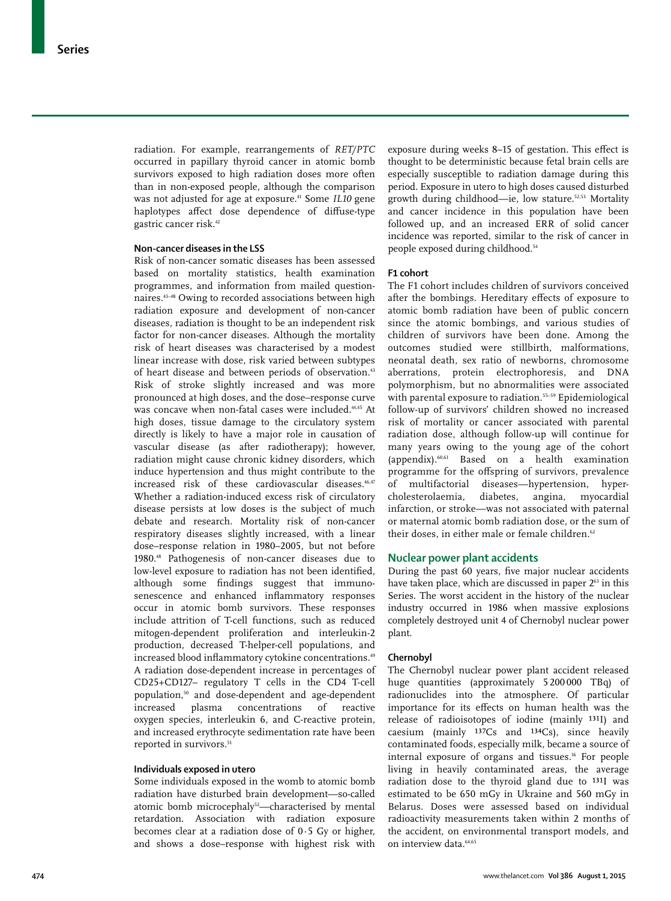radiation. For example, rearrangements of *RET/PTC* occurred in papillary thyroid cancer in atomic bomb survivors exposed to high radiation doses more often than in non-exposed people, although the comparison was not adjusted for age at exposure.[41] Some *IL10* gene haplotypes affect dose dependence of diffuse-type gastric cancer risk.[42]

### Non-cancer diseases in the LSS

Risk of non-cancer somatic diseases has been assessed based on mortality statistics, health examination programmes, and information from mailed questionnaires.[43–48] Owing to recorded associations between high radiation exposure and development of non-cancer diseases, radiation is thought to be an independent risk factor for non-cancer diseases. Although the mortality risk of heart diseases was characterised by a modest linear increase with dose, risk varied between subtypes of heart disease and between periods of observation.[43] Risk of stroke slightly increased and was more pronounced at high doses, and the dose–response curve was concave when non-fatal cases were included.[44,45] At high doses, tissue damage to the circulatory system directly is likely to have a major role in causation of vascular disease (as after radiotherapy); however, radiation might cause chronic kidney disorders, which induce hypertension and thus might contribute to the increased risk of these cardiovascular diseases.[46,47] Whether a radiation-induced excess risk of circulatory disease persists at low doses is the subject of much debate and research. Mortality risk of non-cancer respiratory diseases slightly increased, with a linear dose–response relation in 1980–2005, but not before 1980.[48] Pathogenesis of non-cancer diseases due to low-level exposure to radiation has not been identified, although some findings suggest that immunosenescence and enhanced inflammatory responses occur in atomic bomb survivors. These responses include attrition of T-cell functions, such as reduced mitogen-dependent proliferation and interleukin-2 production, decreased T-helper-cell populations, and increased blood inflammatory cytokine concentrations.[49] A radiation dose-dependent increase in percentages of CD25+CD127– regulatory T cells in the CD4 T-cell population,[50] and dose-dependent and age-dependent increased plasma concentrations of reactive oxygen species, interleukin 6, and C-reactive protein, and increased erythrocyte sedimentation rate have been reported in survivors.[51]

### Individuals exposed in utero

Some individuals exposed in the womb to atomic bomb radiation have disturbed brain development—so-called atomic bomb microcephaly[52]—characterised by mental retardation. Association with radiation exposure becomes clear at a radiation dose of 0·5 Gy or higher, and shows a dose–response with highest risk with exposure during weeks 8–15 of gestation. This effect is thought to be deterministic because fetal brain cells are especially susceptible to radiation damage during this period. Exposure in utero to high doses caused disturbed growth during childhood—ie, low stature.[52,53] Mortality and cancer incidence in this population have been followed up, and an increased ERR of solid cancer incidence was reported, similar to the risk of cancer in people exposed during childhood.[54]

### F1 cohort

The F1 cohort includes children of survivors conceived after the bombings. Hereditary effects of exposure to atomic bomb radiation have been of public concern since the atomic bombings, and various studies of children of survivors have been done. Among the outcomes studied were stillbirth, malformations, neonatal death, sex ratio of newborns, chromosome aberrations, protein electrophoresis, and DNA polymorphism, but no abnormalities were associated with parental exposure to radiation.[55–59] Epidemiological follow-up of survivors' children showed no increased risk of mortality or cancer associated with parental radiation dose, although follow-up will continue for many years owing to the young age of the cohort (appendix).[60,61] Based on a health examination programme for the offspring of survivors, prevalence of multifactorial diseases—hypertension, hypercholesterolaemia, diabetes, angina, myocardial infarction, or stroke—was not associated with paternal or maternal atomic bomb radiation dose, or the sum of their doses, in either male or female children.[62]

## Nuclear power plant accidents

During the past 60 years, five major nuclear accidents have taken place, which are discussed in paper 2[63] in this Series. The worst accident in the history of the nuclear industry occurred in 1986 when massive explosions completely destroyed unit 4 of Chernobyl nuclear power plant.

### Chernobyl

The Chernobyl nuclear power plant accident released huge quantities (approximately 5 200 000 TBq) of radionuclides into the atmosphere. Of particular importance for its effects on human health was the release of radioisotopes of iodine (mainly $^{131}$I) and caesium (mainly $^{137}$Cs and $^{134}$Cs), since heavily contaminated foods, especially milk, became a source of internal exposure of organs and tissues.[16] For people living in heavily contaminated areas, the average radiation dose to the thyroid gland due to $^{131}$I was estimated to be 650 mGy in Ukraine and 560 mGy in Belarus. Doses were assessed based on individual radioactivity measurements taken within 2 months of the accident, on environmental transport models, and on interview data.[64,65]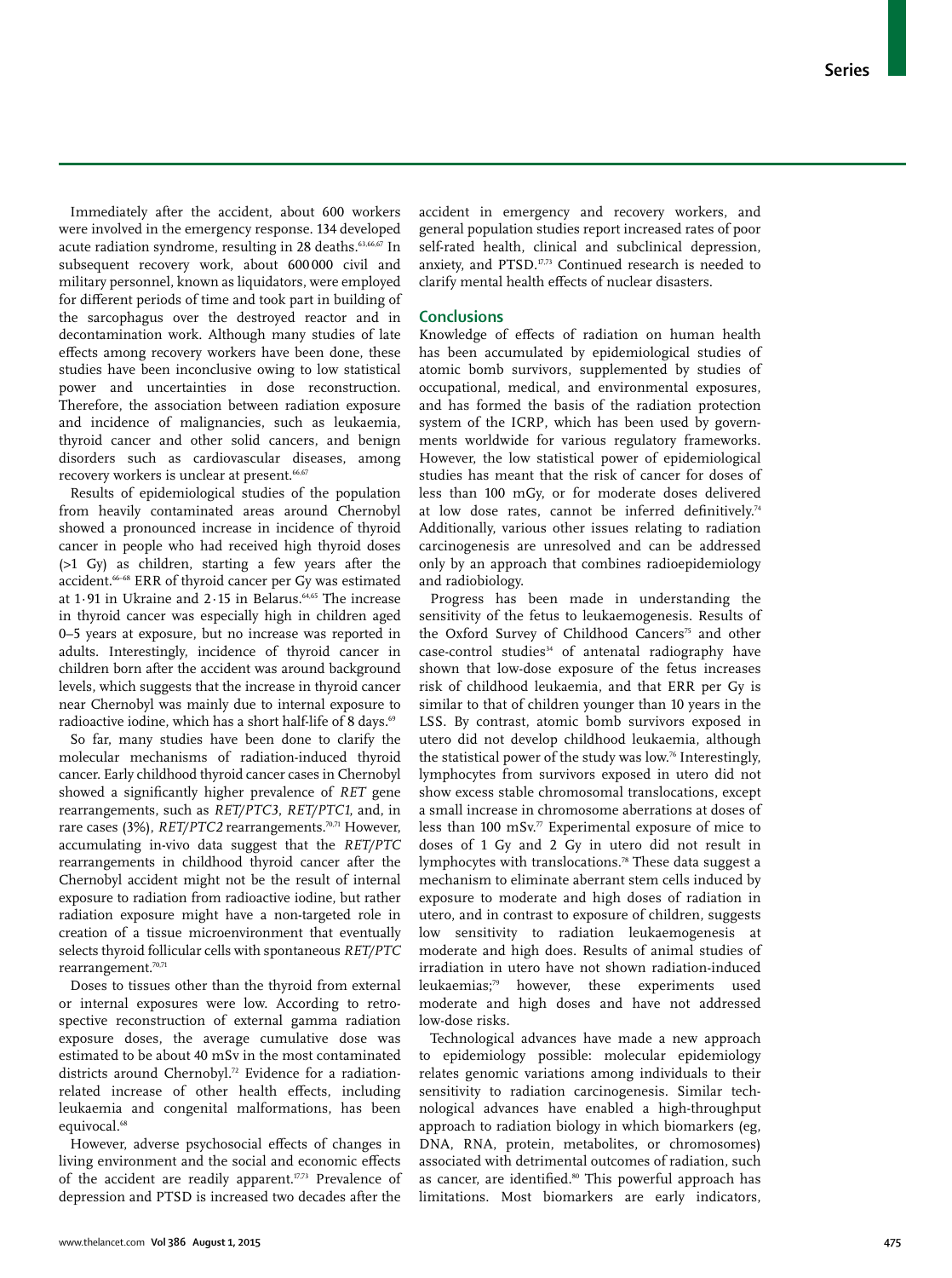Immediately after the accident, about 600 workers were involved in the emergency response. 134 developed acute radiation syndrome, resulting in 28 deaths.[63,66,67] In subsequent recovery work, about 600 000 civil and military personnel, known as liquidators, were employed for different periods of time and took part in building of the sarcophagus over the destroyed reactor and in decontamination work. Although many studies of late effects among recovery workers have been done, these studies have been inconclusive owing to low statistical power and uncertainties in dose reconstruction. Therefore, the association between radiation exposure and incidence of malignancies, such as leukaemia, thyroid cancer and other solid cancers, and benign disorders such as cardiovascular diseases, among recovery workers is unclear at present.[66,67]

Results of epidemiological studies of the population from heavily contaminated areas around Chernobyl showed a pronounced increase in incidence of thyroid cancer in people who had received high thyroid doses (>1 Gy) as children, starting a few years after the accident.[66–68] ERR of thyroid cancer per Gy was estimated at 1·91 in Ukraine and 2·15 in Belarus.[64,65] The increase in thyroid cancer was especially high in children aged 0–5 years at exposure, but no increase was reported in adults. Interestingly, incidence of thyroid cancer in children born after the accident was around background levels, which suggests that the increase in thyroid cancer near Chernobyl was mainly due to internal exposure to radioactive iodine, which has a short half-life of 8 days.[69]

So far, many studies have been done to clarify the molecular mechanisms of radiation-induced thyroid cancer. Early childhood thyroid cancer cases in Chernobyl showed a significantly higher prevalence of *RET* gene rearrangements, such as *RET/PTC3*, *RET/PTC1*, and, in rare cases (3%), *RET/PTC2* rearrangements.[70,71] However, accumulating in-vivo data suggest that the *RET/PTC* rearrangements in childhood thyroid cancer after the Chernobyl accident might not be the result of internal exposure to radiation from radioactive iodine, but rather radiation exposure might have a non-targeted role in creation of a tissue microenvironment that eventually selects thyroid follicular cells with spontaneous *RET/PTC* rearrangement.[70,71]

Doses to tissues other than the thyroid from external or internal exposures were low. According to retrospective reconstruction of external gamma radiation exposure doses, the average cumulative dose was estimated to be about 40 mSv in the most contaminated districts around Chernobyl.[72] Evidence for a radiation-related increase of other health effects, including leukaemia and congenital malformations, has been equivocal.[68]

However, adverse psychosocial effects of changes in living environment and the social and economic effects of the accident are readily apparent.[17,73] Prevalence of depression and PTSD is increased two decades after the accident in emergency and recovery workers, and general population studies report increased rates of poor self-rated health, clinical and subclinical depression, anxiety, and PTSD.[17,73] Continued research is needed to clarify mental health effects of nuclear disasters.

## Conclusions

Knowledge of effects of radiation on human health has been accumulated by epidemiological studies of atomic bomb survivors, supplemented by studies of occupational, medical, and environmental exposures, and has formed the basis of the radiation protection system of the ICRP, which has been used by governments worldwide for various regulatory frameworks. However, the low statistical power of epidemiological studies has meant that the risk of cancer for doses of less than 100 mGy, or for moderate doses delivered at low dose rates, cannot be inferred definitively.[74] Additionally, various other issues relating to radiation carcinogenesis are unresolved and can be addressed only by an approach that combines radioepidemiology and radiobiology.

Progress has been made in understanding the sensitivity of the fetus to leukaemogenesis. Results of the Oxford Survey of Childhood Cancers[75] and other case-control studies[34] of antenatal radiography have shown that low-dose exposure of the fetus increases risk of childhood leukaemia, and that ERR per Gy is similar to that of children younger than 10 years in the LSS. By contrast, atomic bomb survivors exposed in utero did not develop childhood leukaemia, although the statistical power of the study was low.[76] Interestingly, lymphocytes from survivors exposed in utero did not show excess stable chromosomal translocations, except a small increase in chromosome aberrations at doses of less than 100 mSv.[77] Experimental exposure of mice to doses of 1 Gy and 2 Gy in utero did not result in lymphocytes with translocations.[78] These data suggest a mechanism to eliminate aberrant stem cells induced by exposure to moderate and high doses of radiation in utero, and in contrast to exposure of children, suggests low sensitivity to radiation leukaemogenesis at moderate and high does. Results of animal studies of irradiation in utero have not shown radiation-induced leukaemias;[79] however, these experiments used moderate and high doses and have not addressed low-dose risks.

Technological advances have made a new approach to epidemiology possible: molecular epidemiology relates genomic variations among individuals to their sensitivity to radiation carcinogenesis. Similar technological advances have enabled a high-throughput approach to radiation biology in which biomarkers (eg, DNA, RNA, protein, metabolites, or chromosomes) associated with detrimental outcomes of radiation, such as cancer, are identified.[80] This powerful approach has limitations. Most biomarkers are early indicators,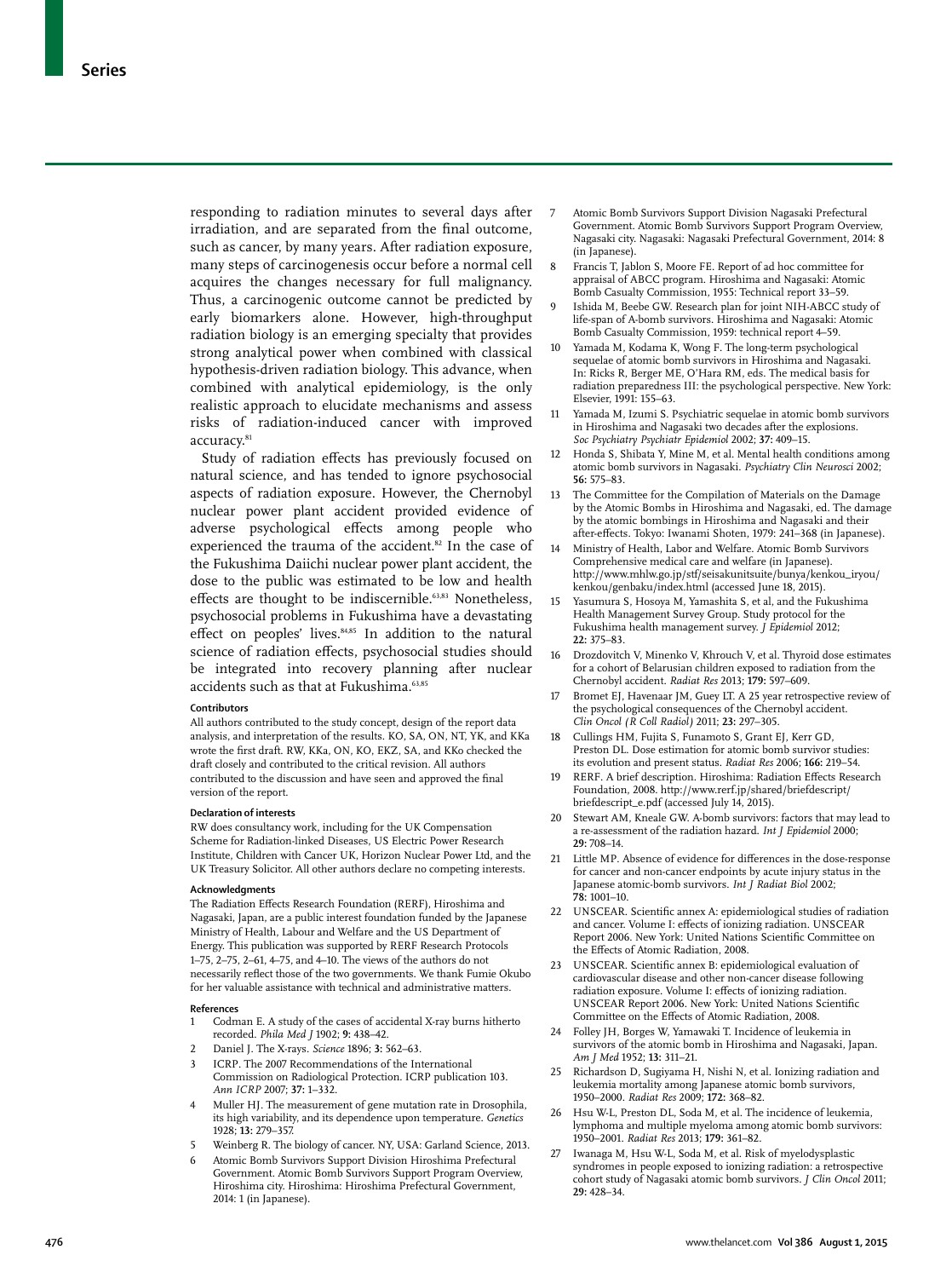responding to radiation minutes to several days after irradiation, and are separated from the final outcome, such as cancer, by many years. After radiation exposure, many steps of carcinogenesis occur before a normal cell acquires the changes necessary for full malignancy. Thus, a carcinogenic outcome cannot be predicted by early biomarkers alone. However, high-throughput radiation biology is an emerging specialty that provides strong analytical power when combined with classical hypothesis-driven radiation biology. This advance, when combined with analytical epidemiology, is the only realistic approach to elucidate mechanisms and assess risks of radiation-induced cancer with improved accuracy.[81]

Study of radiation effects has previously focused on natural science, and has tended to ignore psychosocial aspects of radiation exposure. However, the Chernobyl nuclear power plant accident provided evidence of adverse psychological effects among people who experienced the trauma of the accident.[82] In the case of the Fukushima Daiichi nuclear power plant accident, the dose to the public was estimated to be low and health effects are thought to be indiscernible.[63,83] Nonetheless, psychosocial problems in Fukushima have a devastating effect on peoples' lives.[84,85] In addition to the natural science of radiation effects, psychosocial studies should be integrated into recovery planning after nuclear accidents such as that at Fukushima.[63,85]

#### Contributors

All authors contributed to the study concept, design of the report data analysis, and interpretation of the results. KO, SA, ON, NT, YK, and KKa wrote the first draft. RW, KKa, ON, KO, EKZ, SA, and KKo checked the draft closely and contributed to the critical revision. All authors contributed to the discussion and have seen and approved the final version of the report.

#### Declaration of interests

RW does consultancy work, including for the UK Compensation Scheme for Radiation-linked Diseases, US Electric Power Research Institute, Children with Cancer UK, Horizon Nuclear Power Ltd, and the UK Treasury Solicitor. All other authors declare no competing interests.

#### Acknowledgments

The Radiation Effects Research Foundation (RERF), Hiroshima and Nagasaki, Japan, are a public interest foundation funded by the Japanese Ministry of Health, Labour and Welfare and the US Department of Energy. This publication was supported by RERF Research Protocols 1–75, 2–75, 2–61, 4–75, and 4–10. The views of the authors do not necessarily reflect those of the two governments. We thank Fumie Okubo for her valuable assistance with technical and administrative matters.

#### References

1. Codman E. A study of the cases of accidental X-ray burns hitherto recorded. *Phila Med J* 1902; **9:** 438–42.
2. Daniel J. The X-rays. *Science* 1896; **3:** 562–63.
3. ICRP. The 2007 Recommendations of the International Commission on Radiological Protection. ICRP publication 103. *Ann ICRP* 2007; **37:** 1–332.
4. Muller HJ. The measurement of gene mutation rate in Drosophila, its high variability, and its dependence upon temperature. *Genetics* 1928; **13:** 279–357.
5. Weinberg R. The biology of cancer. NY, USA: Garland Science, 2013.
6. Atomic Bomb Survivors Support Division Hiroshima Prefectural Government. Atomic Bomb Survivors Support Program Overview, Hiroshima city. Hiroshima: Hiroshima Prefectural Government, 2014: 1 (in Japanese).
7. Atomic Bomb Survivors Support Division Nagasaki Prefectural Government. Atomic Bomb Survivors Support Program Overview, Nagasaki city. Nagasaki: Nagasaki Prefectural Government, 2014: 8 (in Japanese).
8. Francis T, Jablon S, Moore FE. Report of ad hoc committee for appraisal of ABCC program. Hiroshima and Nagasaki: Atomic Bomb Casualty Commission, 1955: Technical report 33–59.
9. Ishida M, Beebe GW. Research plan for joint NIH-ABCC study of life-span of A-bomb survivors. Hiroshima and Nagasaki: Atomic Bomb Casualty Commission, 1959: technical report 4–59.
10. Yamada M, Kodama K, Wong F. The long-term psychological sequelae of atomic bomb survivors in Hiroshima and Nagasaki. In: Ricks R, Berger ME, O'Hara RM, eds. The medical basis for radiation preparedness III: the psychological perspective. New York: Elsevier, 1991: 155–63.
11. Yamada M, Izumi S. Psychiatric sequelae in atomic bomb survivors in Hiroshima and Nagasaki two decades after the explosions. *Soc Psychiatry Psychiatr Epidemiol* 2002; **37:** 409–15.
12. Honda S, Shibata Y, Mine M, et al. Mental health conditions among atomic bomb survivors in Nagasaki. *Psychiatry Clin Neurosci* 2002; **56:** 575–83.
13. The Committee for the Compilation of Materials on the Damage by the Atomic Bombs in Hiroshima and Nagasaki, ed. The damage by the atomic bombings in Hiroshima and Nagasaki and their after-effects. Tokyo: Iwanami Shoten, 1979: 241–368 (in Japanese).
14. Ministry of Health, Labor and Welfare. Atomic Bomb Survivors Comprehensive medical care and welfare (in Japanese). http://www.mhlw.go.jp/stf/seisakunitsuite/bunya/kenkou_iryou/kenkou/genbaku/index.html (accessed June 18, 2015).
15. Yasumura S, Hosoya M, Yamashita S, et al, and the Fukushima Health Management Survey Group. Study protocol for the Fukushima health management survey. *J Epidemiol* 2012; **22:** 375–83.
16. Drozdovitch V, Minenko V, Khrouch V, et al. Thyroid dose estimates for a cohort of Belarusian children exposed to radiation from the Chernobyl accident. *Radiat Res* 2013; **179:** 597–609.
17. Bromet EJ, Havenaar JM, Guey LT. A 25 year retrospective review of the psychological consequences of the Chernobyl accident. *Clin Oncol (R Coll Radiol)* 2011; **23:** 297–305.
18. Cullings HM, Fujita S, Funamoto S, Grant EJ, Kerr GD, Preston DL. Dose estimation for atomic bomb survivor studies: its evolution and present status. *Radiat Res* 2006; **166:** 219–54.
19. RERF. A brief description. Hiroshima: Radiation Effects Research Foundation, 2008. http://www.rerf.jp/shared/briefdescript/briefdescript_e.pdf (accessed July 14, 2015).
20. Stewart AM, Kneale GW. A-bomb survivors: factors that may lead to a re-assessment of the radiation hazard. *Int J Epidemiol* 2000; **29:** 708–14.
21. Little MP. Absence of evidence for differences in the dose-response for cancer and non-cancer endpoints by acute injury status in the Japanese atomic-bomb survivors. *Int J Radiat Biol* 2002; **78:** 1001–10.
22. UNSCEAR. Scientific annex A: epidemiological studies of radiation and cancer. Volume I: effects of ionizing radiation. UNSCEAR Report 2006. New York: United Nations Scientific Committee on the Effects of Atomic Radiation, 2008.
23. UNSCEAR. Scientific annex B: epidemiological evaluation of cardiovascular disease and other non-cancer disease following radiation exposure. Volume I: effects of ionizing radiation. UNSCEAR Report 2006. New York: United Nations Scientific Committee on the Effects of Atomic Radiation, 2008.
24. Folley JH, Borges W, Yamawaki T. Incidence of leukemia in survivors of the atomic bomb in Hiroshima and Nagasaki, Japan. *Am J Med* 1952; **13:** 311–21.
25. Richardson D, Sugiyama H, Nishi N, et al. Ionizing radiation and leukemia mortality among Japanese atomic bomb survivors, 1950–2000. *Radiat Res* 2009; **172:** 368–82.
26. Hsu W-L, Preston DL, Soda M, et al. The incidence of leukemia, lymphoma and multiple myeloma among atomic bomb survivors: 1950–2001. *Radiat Res* 2013; **179:** 361–82.
27. Iwanaga M, Hsu W-L, Soda M, et al. Risk of myelodysplastic syndromes in people exposed to ionizing radiation: a retrospective cohort study of Nagasaki atomic bomb survivors. *J Clin Oncol* 2011; **29:** 428–34.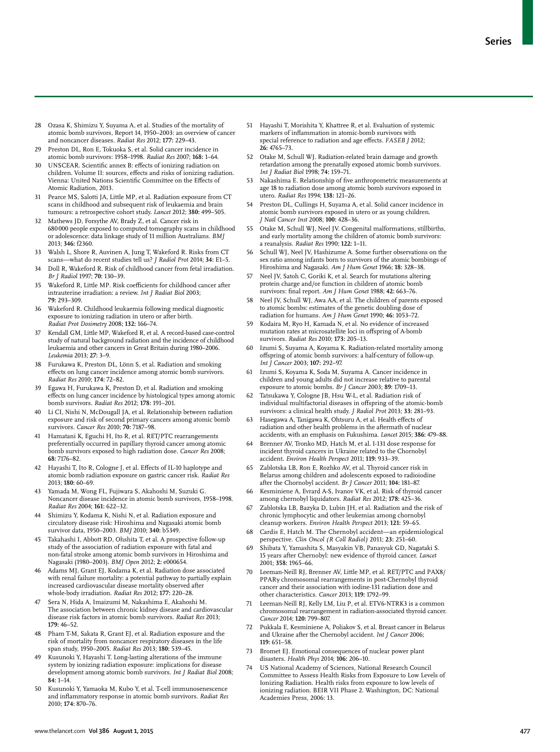28 Ozasa K, Shimizu Y, Suyama A, et al. Studies of the mortality of atomic bomb survivors, Report 14, 1950–2003: an overview of cancer and noncancer diseases. *Radiat Res* 2012; **177:** 229–43.

29 Preston DL, Ron E, Tokuoka S, et al. Solid cancer incidence in atomic bomb survivors: 1958–1998. *Radiat Res* 2007; **168:** 1–64.

30 UNSCEAR. Scientific annex B: effects of ionizing radiation on children. Volume II: sources, effects and risks of ionizing radiation. Vienna: United Nations Scientific Committee on the Effects of Atomic Radiation, 2013.

31 Pearce MS, Salotti JA, Little MP, et al. Radiation exposure from CT scans in childhood and subsequent risk of leukaemia and brain tumours: a retrospective cohort study. *Lancet* 2012; **380:** 499–505.

32 Mathews JD, Forsythe AV, Brady Z, et al. Cancer risk in 680 000 people exposed to computed tomography scans in childhood or adolescence: data linkage study of 11 million Australians. *BMJ* 2013; **346:** f2360.

33 Walsh L, Shore R, Auvinen A, Jung T, Wakeford R. Risks from CT scans—what do recent studies tell us? *J Radiol Prot* 2014; **34:** E1–5.

34 Doll R, Wakeford R. Risk of childhood cancer from fetal irradiation. *Br J Radiol* 1997; **70:** 130–39.

35 Wakeford R, Little MP. Risk coefficients for childhood cancer after intrauterine irradiation: a review. *Int J Radiat Biol* 2003; **79:** 293–309.

36 Wakeford R. Childhood leukaemia following medical diagnostic exposure to ionizing radiation in utero or after birth. *Radiat Prot Dosimetry* 2008; **132:** 166–74.

37 Kendall GM, Little MP, Wakeford R, et al. A record-based case-control study of natural background radiation and the incidence of childhood leukaemia and other cancers in Great Britain during 1980–2006. *Leukemia* 2013; **27:** 3–9.

38 Furukawa K, Preston DL, Lönn S, et al. Radiation and smoking effects on lung cancer incidence among atomic bomb survivors. *Radiat Res* 2010; **174:** 72–82.

39 Egawa H, Furukawa K, Preston D, et al. Radiation and smoking effects on lung cancer incidence by histological types among atomic bomb survivors. *Radiat Res* 2012; **178:** 191–201.

40 Li CI, Nishi N, McDougall JA, et al. Relationship between radiation exposure and risk of second primary cancers among atomic bomb survivors. *Cancer Res* 2010; **70:** 7187–98.

41 Hamatani K, Eguchi H, Ito R, et al. RET/PTC rearrangements preferentially occurred in papillary thyroid cancer among atomic bomb survivors exposed to high radiation dose. *Cancer Res* 2008; **68:** 7176–82.

42 Hayashi T, Ito R, Cologne J, et al. Effects of IL-10 haplotype and atomic bomb radiation exposure on gastric cancer risk. *Radiat Res* 2013; **180:** 60–69.

43 Yamada M, Wong FL, Fujiwara S, Akahoshi M, Suzuki G. Noncancer disease incidence in atomic bomb survivors, 1958–1998. *Radiat Res* 2004; **161:** 622–32.

44 Shimizu Y, Kodama K, Nishi N, et al. Radiation exposure and circulatory disease risk: Hiroshima and Nagasaki atomic bomb survivor data, 1950–2003. *BMJ* 2010; **340:** b5349.

45 Takahashi I, Abbott RD, Ohshita T, et al. A prospective follow-up study of the association of radiation exposure with fatal and non-fatal stroke among atomic bomb survivors in Hiroshima and Nagasaki (1980–2003). *BMJ Open* 2012; **2:** e000654.

46 Adams MJ, Grant EJ, Kodama K, et al. Radiation dose associated with renal failure mortality: a potential pathway to partially explain increased cardiovascular disease mortality observed after whole-body irradiation. *Radiat Res* 2012; **177:** 220–28.

47 Sera N, Hida A, Imaizumi M, Nakashima E, Akahoshi M. The association between chronic kidney disease and cardiovascular disease risk factors in atomic bomb survivors. *Radiat Res* 2013; **179:** 46–52.

48 Pham T-M, Sakata R, Grant EJ, et al. Radiation exposure and the risk of mortality from noncancer respiratory diseases in the life span study, 1950–2005. *Radiat Res* 2013; **180:** 539–45.

49 Kusunoki Y, Hayashi T. Long-lasting alterations of the immune system by ionizing radiation exposure: implications for disease development among atomic bomb survivors. *Int J Radiat Biol* 2008; **84:** 1–14.

50 Kusunoki Y, Yamaoka M, Kubo Y, et al. T-cell immunosenescence and inflammatory response in atomic bomb survivors. *Radiat Res* 2010; **174:** 870–76.

51 Hayashi T, Morishita Y, Khattree R, et al. Evaluation of systemic markers of inflammation in atomic-bomb survivors with special reference to radiation and age effects. *FASEB J* 2012; **26:** 4765–73.

52 Otake M, Schull WJ. Radiation-related brain damage and growth retardation among the prenatally exposed atomic bomb survivors. *Int J Radiat Biol* 1998; **74:** 159–71.

53 Nakashima E. Relationship of five anthropometric measurements at age 18 to radiation dose among atomic bomb survivors exposed in utero. *Radiat Res* 1994; **138:** 121–26.

54 Preston DL, Cullings H, Suyama A, et al. Solid cancer incidence in atomic bomb survivors exposed in utero or as young children. *J Natl Cancer Inst* 2008; **100:** 428–36.

55 Otake M, Schull WJ, Neel JV. Congenital malformations, stillbirths, and early mortality among the children of atomic bomb survivors: a reanalysis. *Radiat Res* 1990; **122:** 1–11.

56 Schull WJ, Neel JV, Hashizume A. Some further observations on the sex ratio among infants born to survivors of the atomic bombings of Hiroshima and Nagasaki. *Am J Hum Genet* 1966; **18:** 328–38.

57 Neel JV, Satoh C, Goriki K, et al. Search for mutations altering protein charge and/or function in children of atomic bomb survivors: final report. *Am J Hum Genet* 1988; **42:** 663–76.

58 Neel JV, Schull WJ, Awa AA, et al. The children of parents exposed to atomic bombs: estimates of the genetic doubling dose of radiation for humans. *Am J Hum Genet* 1990; **46:** 1053–72.

59 Kodaira M, Ryo H, Kamada N, et al. No evidence of increased mutation rates at microsatellite loci in offspring of A-bomb survivors. *Radiat Res* 2010; **173:** 205–13.

60 Izumi S, Suyama A, Koyama K. Radiation-related mortality among offspring of atomic bomb survivors: a half-century of follow-up. *Int J Cancer* 2003; **107:** 292–97.

61 Izumi S, Koyama K, Soda M, Suyama A. Cancer incidence in children and young adults did not increase relative to parental exposure to atomic bombs. *Br J Cancer* 2003; **89:** 1709–13.

62 Tatsukawa Y, Cologne JB, Hsu W-L, et al. Radiation risk of individual multifactorial diseases in offspring of the atomic-bomb survivors: a clinical health study. *J Radiol Prot* 2013; **33:** 281–93.

63 Hasegawa A, Tanigawa K, Ohtsuru A, et al. Health effects of radiation and other health problems in the aftermath of nuclear accidents, with an emphasis on Fukushima. *Lancet* 2015; **386:** 479–88.

64 Brenner AV, Tronko MD, Hatch M, et al. I-131 dose response for incident thyroid cancers in Ukraine related to the Chornobyl accident. *Environ Health Perspect* 2011; **119:** 933–39.

65 Zablotska LB, Ron E, Rozhko AV, et al. Thyroid cancer risk in Belarus among children and adolescents exposed to radioiodine after the Chornobyl accident. *Br J Cancer* 2011; **104:** 181–87.

66 Kesminiene A, Evrard A-S, Ivanov VK, et al. Risk of thyroid cancer among chernobyl liquidators. *Radiat Res* 2012; **178:** 425–36.

67 Zablotska LB, Bazyka D, Lubin JH, et al. Radiation and the risk of chronic lymphocytic and other leukemias among chornobyl cleanup workers. *Environ Health Perspect* 2013; **121:** 59–65.

68 Cardis E, Hatch M. The Chernobyl accident—an epidemiological perspective. *Clin Oncol (R Coll Radiol)* 2011; **23:** 251–60.

69 Shibata Y, Yamashita S, Masyakin VB, Panasyuk GD, Nagataki S. 15 years after Chernobyl: new evidence of thyroid cancer. *Lancet* 2001; **358:** 1965–66.

70 Leeman-Neill RJ, Brenner AV, Little MP, et al. RET/PTC and PAX8/PPARγ chromosomal rearrangements in post-Chernobyl thyroid cancer and their association with iodine-131 radiation dose and other characteristics. *Cancer* 2013; **119:** 1792–99.

71 Leeman-Neill RJ, Kelly LM, Liu P, et al. ETV6-NTRK3 is a common chromosomal rearrangement in radiation-associated thyroid cancer. *Cancer* 2014; **120:** 799–807.

72 Pukkala E, Kesminiene A, Poliakov S, et al. Breast cancer in Belarus and Ukraine after the Chernobyl accident. *Int J Cancer* 2006; **119:** 651–58.

73 Bromet EJ. Emotional consequences of nuclear power plant disasters. *Health Phys* 2014; **106:** 206–10.

74 US National Academy of Sciences, National Research Council Committee to Assess Health Risks from Exposure to Low Levels of Ionizing Radiation. Health risks from exposure to low levels of ionizing radiation. BEIR VII Phase 2. Washington, DC: National Academies Press, 2006: 13.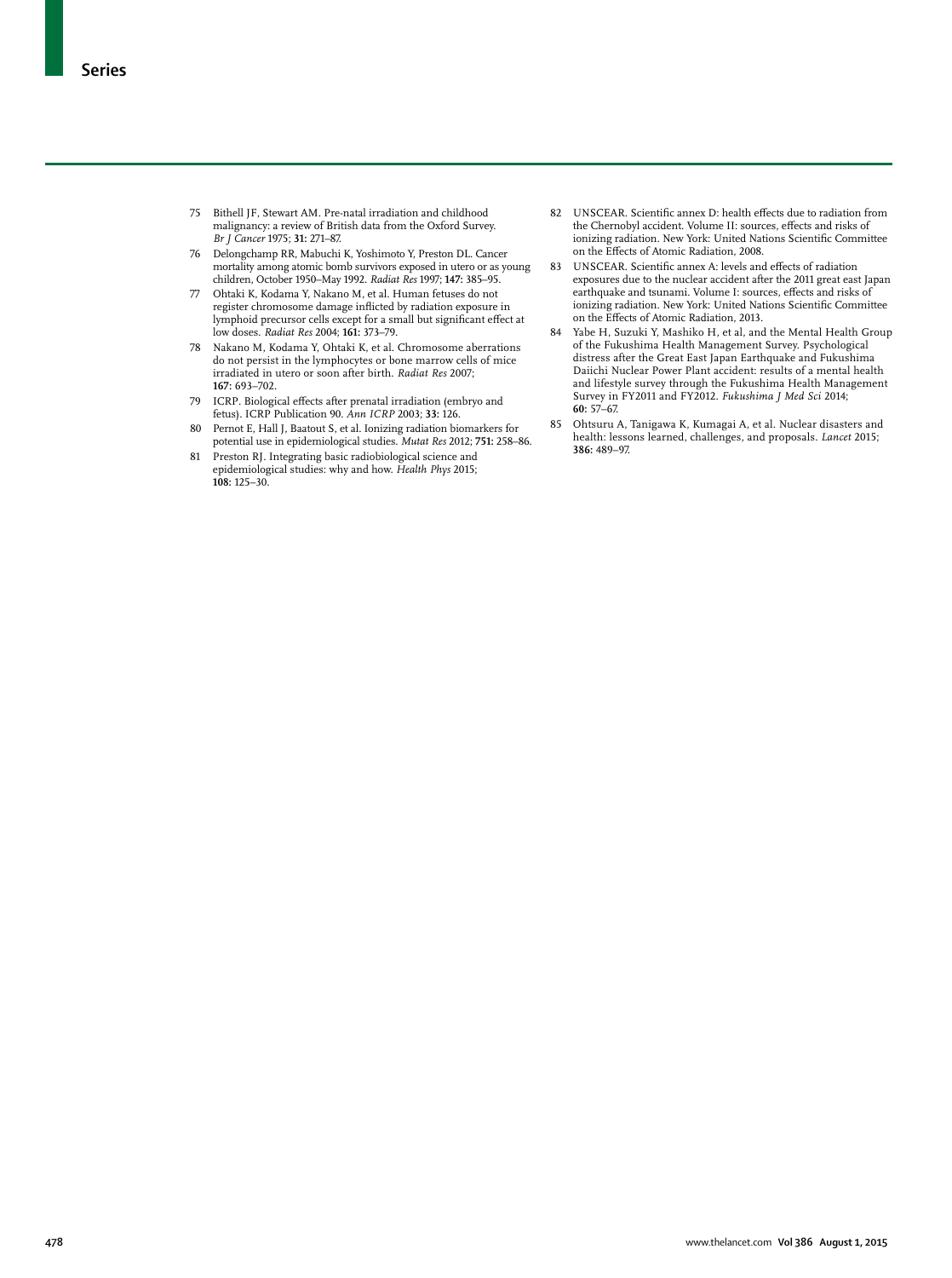75 Bithell JF, Stewart AM. Pre-natal irradiation and childhood malignancy: a review of British data from the Oxford Survey. *Br J Cancer* 1975; **31:** 271–87.

76 Delongchamp RR, Mabuchi K, Yoshimoto Y, Preston DL. Cancer mortality among atomic bomb survivors exposed in utero or as young children, October 1950–May 1992. *Radiat Res* 1997; **147:** 385–95.

77 Ohtaki K, Kodama Y, Nakano M, et al. Human fetuses do not register chromosome damage inflicted by radiation exposure in lymphoid precursor cells except for a small but significant effect at low doses. *Radiat Res* 2004; **161:** 373–79.

78 Nakano M, Kodama Y, Ohtaki K, et al. Chromosome aberrations do not persist in the lymphocytes or bone marrow cells of mice irradiated in utero or soon after birth. *Radiat Res* 2007; **167:** 693–702.

79 ICRP. Biological effects after prenatal irradiation (embryo and fetus). ICRP Publication 90. *Ann ICRP* 2003; **33:** 126.

80 Pernot E, Hall J, Baatout S, et al. Ionizing radiation biomarkers for potential use in epidemiological studies. *Mutat Res* 2012; **751:** 258–86.

81 Preston RJ. Integrating basic radiobiological science and epidemiological studies: why and how. *Health Phys* 2015; **108:** 125–30.

82 UNSCEAR. Scientific annex D: health effects due to radiation from the Chernobyl accident. Volume II: sources, effects and risks of ionizing radiation. New York: United Nations Scientific Committee on the Effects of Atomic Radiation, 2008.

83 UNSCEAR. Scientific annex A: levels and effects of radiation exposures due to the nuclear accident after the 2011 great east Japan earthquake and tsunami. Volume I: sources, effects and risks of ionizing radiation. New York: United Nations Scientific Committee on the Effects of Atomic Radiation, 2013.

84 Yabe H, Suzuki Y, Mashiko H, et al, and the Mental Health Group of the Fukushima Health Management Survey. Psychological distress after the Great East Japan Earthquake and Fukushima Daiichi Nuclear Power Plant accident: results of a mental health and lifestyle survey through the Fukushima Health Management Survey in FY2011 and FY2012. *Fukushima J Med Sci* 2014; **60:** 57–67.

85 Ohtsuru A, Tanigawa K, Kumagai A, et al. Nuclear disasters and health: lessons learned, challenges, and proposals. *Lancet* 2015; **386:** 489–97.